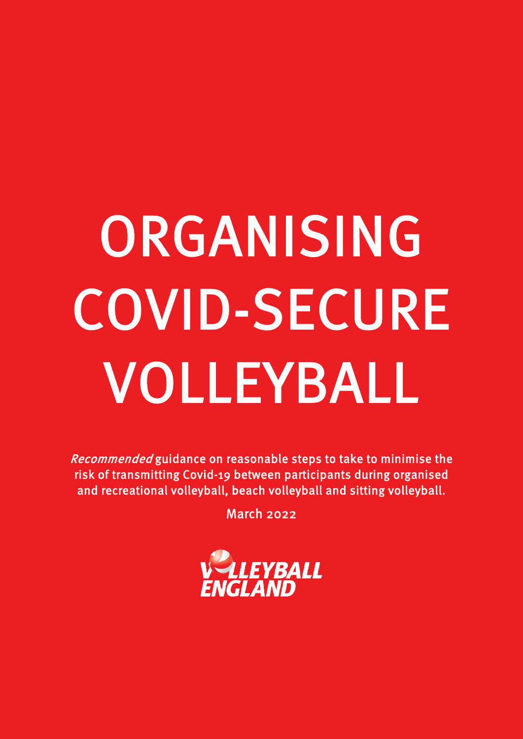# ORGANISING COVID-SECURE VOLLEYBALL

*Recommended* guidance on reasonable steps to take to minimise the risk of transmitting Covid-19 between participants during organised and recreational volleyball, beach volleyball and sitting volleyball.

March 2022

VOLLEYBALL ENGLAND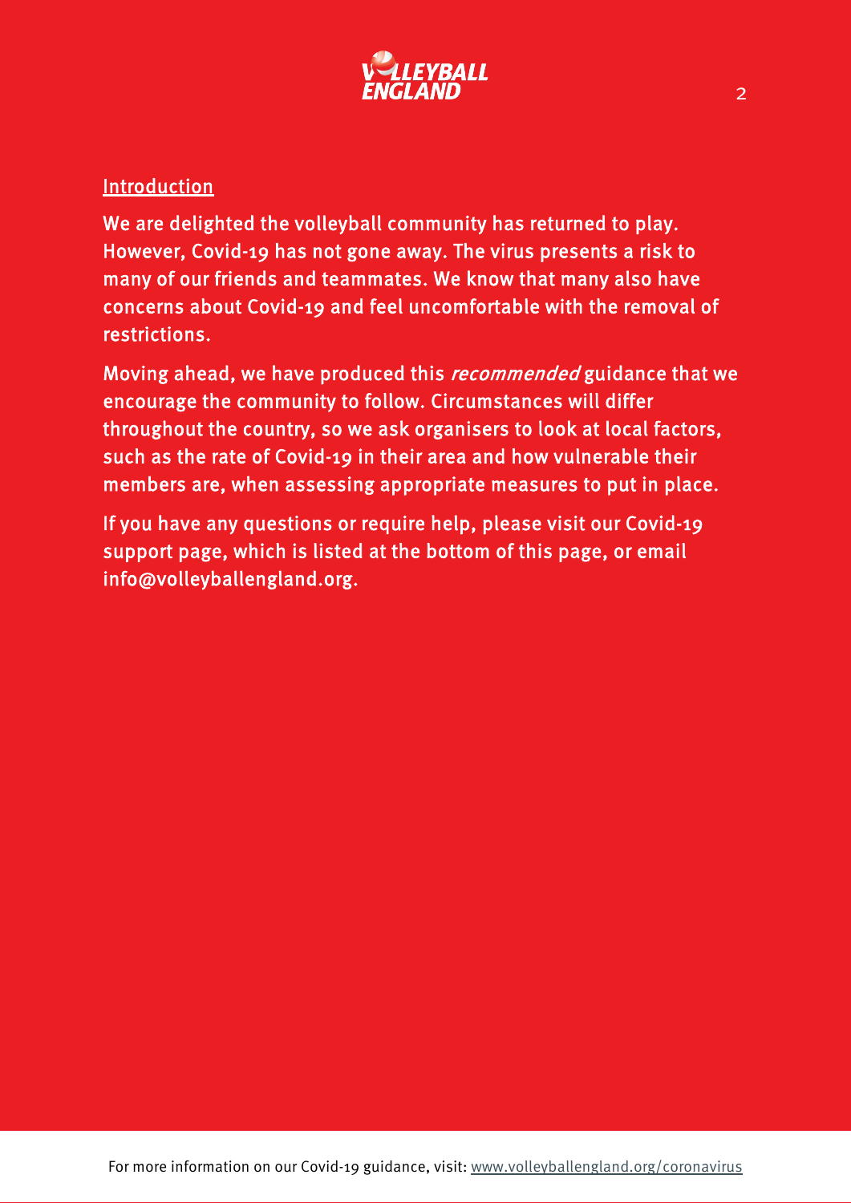## Introduction

We are delighted the volleyball community has returned to play. However, Covid-19 has not gone away. The virus presents a risk to many of our friends and teammates. We know that many also have concerns about Covid-19 and feel uncomfortable with the removal of restrictions.

Moving ahead, we have produced this *recommended* guidance that we encourage the community to follow. Circumstances will differ throughout the country, so we ask organisers to look at local factors, such as the rate of Covid-19 in their area and how vulnerable their members are, when assessing appropriate measures to put in place.

If you have any questions or require help, please visit our Covid-19 support page, which is listed at the bottom of this page, or email info@volleyballengland.org.

For more information on our Covid-19 guidance, visit: www.volleyballengland.org/coronavirus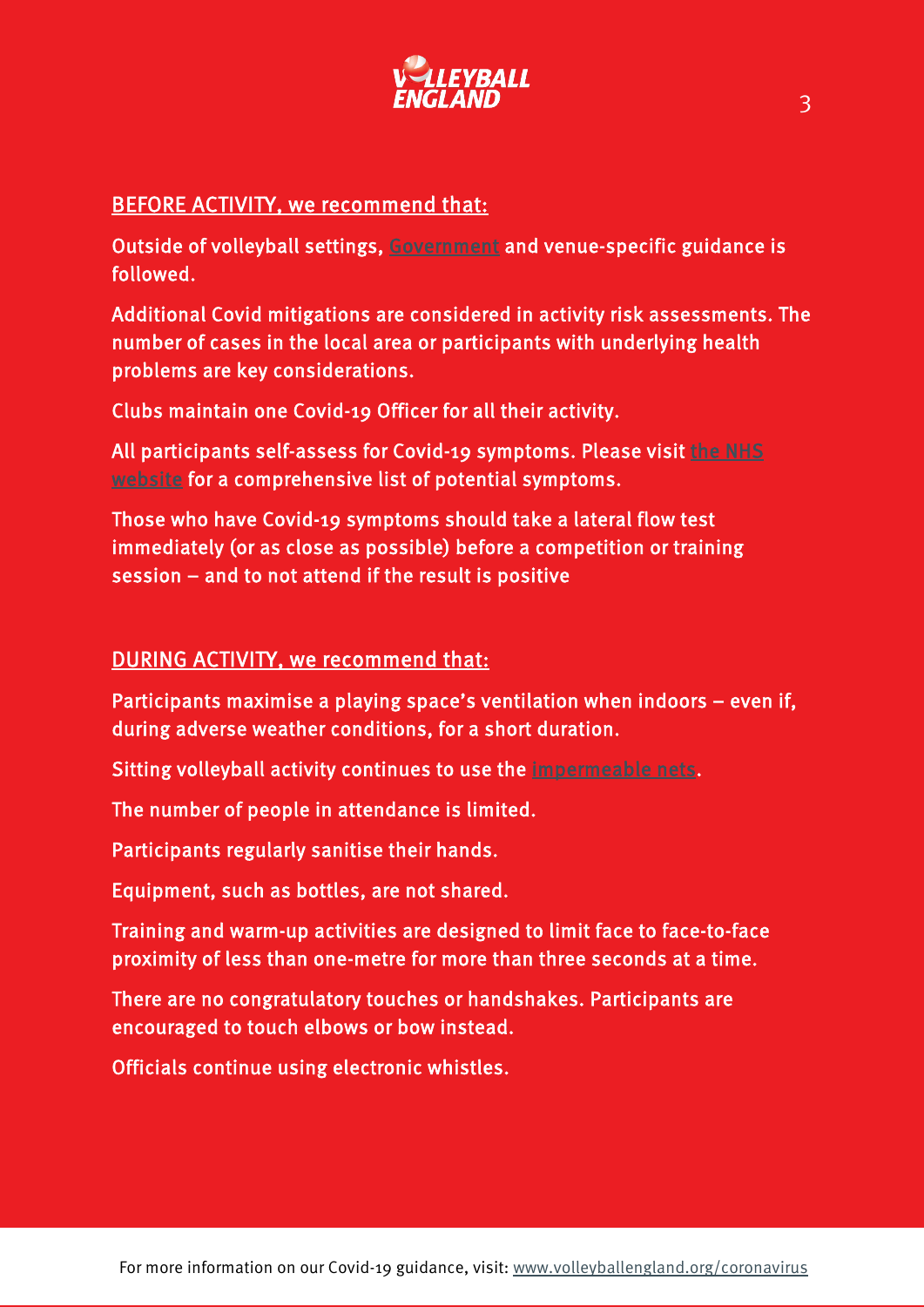## BEFORE ACTIVITY, we recommend that:

Outside of volleyball settings, Government and venue-specific guidance is followed.

Additional Covid mitigations are considered in activity risk assessments. The number of cases in the local area or participants with underlying health problems are key considerations.

Clubs maintain one Covid-19 Officer for all their activity.

All participants self-assess for Covid-19 symptoms. Please visit the NHS website for a comprehensive list of potential symptoms.

Those who have Covid-19 symptoms should take a lateral flow test immediately (or as close as possible) before a competition or training session – and to not attend if the result is positive

## DURING ACTIVITY, we recommend that:

Participants maximise a playing space's ventilation when indoors – even if, during adverse weather conditions, for a short duration.

Sitting volleyball activity continues to use the impermeable nets.

The number of people in attendance is limited.

Participants regularly sanitise their hands.

Equipment, such as bottles, are not shared.

Training and warm-up activities are designed to limit face to face-to-face proximity of less than one-metre for more than three seconds at a time.

There are no congratulatory touches or handshakes. Participants are encouraged to touch elbows or bow instead.

Officials continue using electronic whistles.

For more information on our Covid-19 guidance, visit: www.volleyballengland.org/coronavirus